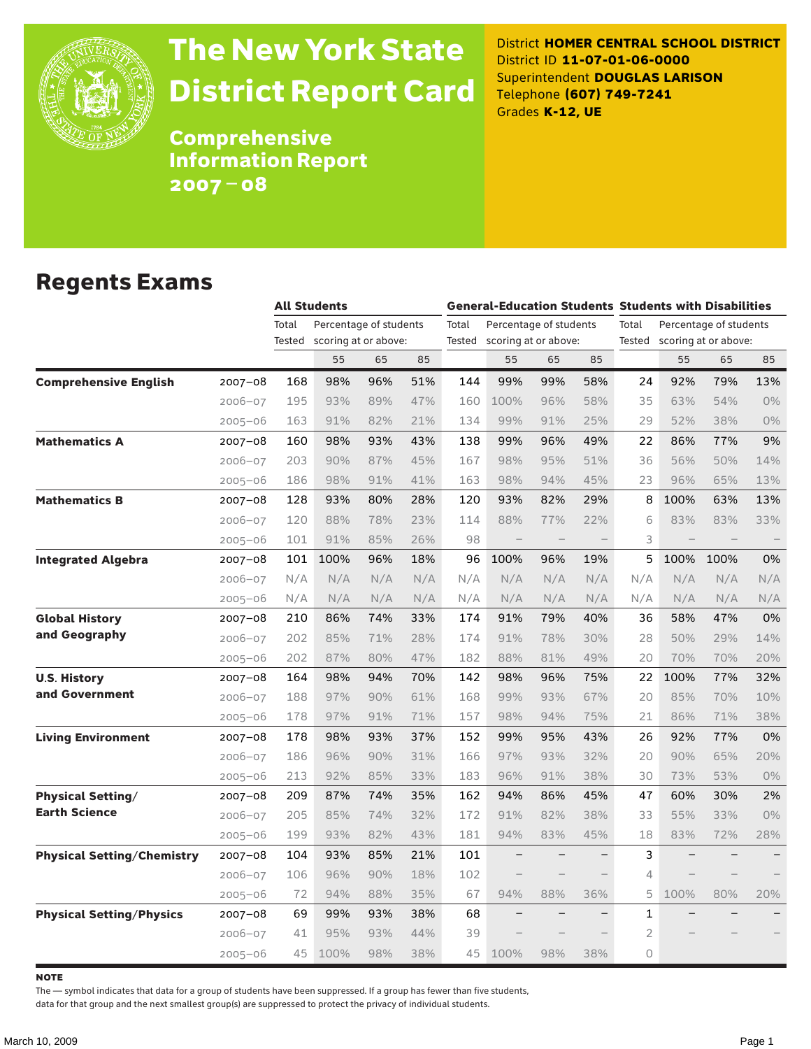# The New York State District Report Card

## Comprehensive Information Report 2007 – 08

District **HOMER CENTRAL SCHOOL DISTRICT**
District ID **11-07-01-06-0000**
Superintendent **DOUGLAS LARISON**
Telephone **(607) 749-7241**
Grades **K-12, UE**

## Regents Exams

| | | All Students | | | | General-Education Students | | | | Students with Disabilities | | | |
|---|---|---|---|---|---|---|---|---|---|---|---|---|---|
| | | Total Tested | Percentage of students scoring at or above: | | | Total Tested | Percentage of students scoring at or above: | | | Total Tested | Percentage of students scoring at or above: | | |
| | | | 55 | 65 | 85 | | 55 | 65 | 85 | | 55 | 65 | 85 |
| **Comprehensive English** | 2007–08 | 168 | 98% | 96% | 51% | 144 | 99% | 99% | 58% | 24 | 92% | 79% | 13% |
| | 2006–07 | 195 | 93% | 89% | 47% | 160 | 100% | 96% | 58% | 35 | 63% | 54% | 0% |
| | 2005–06 | 163 | 91% | 82% | 21% | 134 | 99% | 91% | 25% | 29 | 52% | 38% | 0% |
| **Mathematics A** | 2007–08 | 160 | 98% | 93% | 43% | 138 | 99% | 96% | 49% | 22 | 86% | 77% | 9% |
| | 2006–07 | 203 | 90% | 87% | 45% | 167 | 98% | 95% | 51% | 36 | 56% | 50% | 14% |
| | 2005–06 | 186 | 98% | 91% | 41% | 163 | 98% | 94% | 45% | 23 | 96% | 65% | 13% |
| **Mathematics B** | 2007–08 | 128 | 93% | 80% | 28% | 120 | 93% | 82% | 29% | 8 | 100% | 63% | 13% |
| | 2006–07 | 120 | 88% | 78% | 23% | 114 | 88% | 77% | 22% | 6 | 83% | 83% | 33% |
| | 2005–06 | 101 | 91% | 85% | 26% | 98 | – | – | – | 3 | – | – | – |
| **Integrated Algebra** | 2007–08 | 101 | 100% | 96% | 18% | 96 | 100% | 96% | 19% | 5 | 100% | 100% | 0% |
| | 2006–07 | N/A | N/A | N/A | N/A | N/A | N/A | N/A | N/A | N/A | N/A | N/A | N/A |
| | 2005–06 | N/A | N/A | N/A | N/A | N/A | N/A | N/A | N/A | N/A | N/A | N/A | N/A |
| **Global History and Geography** | 2007–08 | 210 | 86% | 74% | 33% | 174 | 91% | 79% | 40% | 36 | 58% | 47% | 0% |
| | 2006–07 | 202 | 85% | 71% | 28% | 174 | 91% | 78% | 30% | 28 | 50% | 29% | 14% |
| | 2005–06 | 202 | 87% | 80% | 47% | 182 | 88% | 81% | 49% | 20 | 70% | 70% | 20% |
| **U.S. History and Government** | 2007–08 | 164 | 98% | 94% | 70% | 142 | 98% | 96% | 75% | 22 | 100% | 77% | 32% |
| | 2006–07 | 188 | 97% | 90% | 61% | 168 | 99% | 93% | 67% | 20 | 85% | 70% | 10% |
| | 2005–06 | 178 | 97% | 91% | 71% | 157 | 98% | 94% | 75% | 21 | 86% | 71% | 38% |
| **Living Environment** | 2007–08 | 178 | 98% | 93% | 37% | 152 | 99% | 95% | 43% | 26 | 92% | 77% | 0% |
| | 2006–07 | 186 | 96% | 90% | 31% | 166 | 97% | 93% | 32% | 20 | 90% | 65% | 20% |
| | 2005–06 | 213 | 92% | 85% | 33% | 183 | 96% | 91% | 38% | 30 | 73% | 53% | 0% |
| **Physical Setting/ Earth Science** | 2007–08 | 209 | 87% | 74% | 35% | 162 | 94% | 86% | 45% | 47 | 60% | 30% | 2% |
| | 2006–07 | 205 | 85% | 74% | 32% | 172 | 91% | 82% | 38% | 33 | 55% | 33% | 0% |
| | 2005–06 | 199 | 93% | 82% | 43% | 181 | 94% | 83% | 45% | 18 | 83% | 72% | 28% |
| **Physical Setting/Chemistry** | 2007–08 | 104 | 93% | 85% | 21% | 101 | – | – | – | 3 | – | – | – |
| | 2006–07 | 106 | 96% | 90% | 18% | 102 | – | – | – | 4 | – | – | – |
| | 2005–06 | 72 | 94% | 88% | 35% | 67 | 94% | 88% | 36% | 5 | 100% | 80% | 20% |
| **Physical Setting/Physics** | 2007–08 | 69 | 99% | 93% | 38% | 68 | – | – | – | 1 | – | – | – |
| | 2006–07 | 41 | 95% | 93% | 44% | 39 | – | – | – | 2 | – | – | – |
| | 2005–06 | 45 | 100% | 98% | 38% | 45 | 100% | 98% | 38% | 0 | | | |

**NOTE**

The — symbol indicates that data for a group of students have been suppressed. If a group has fewer than five students, data for that group and the next smallest group(s) are suppressed to protect the privacy of individual students.

March 10, 2009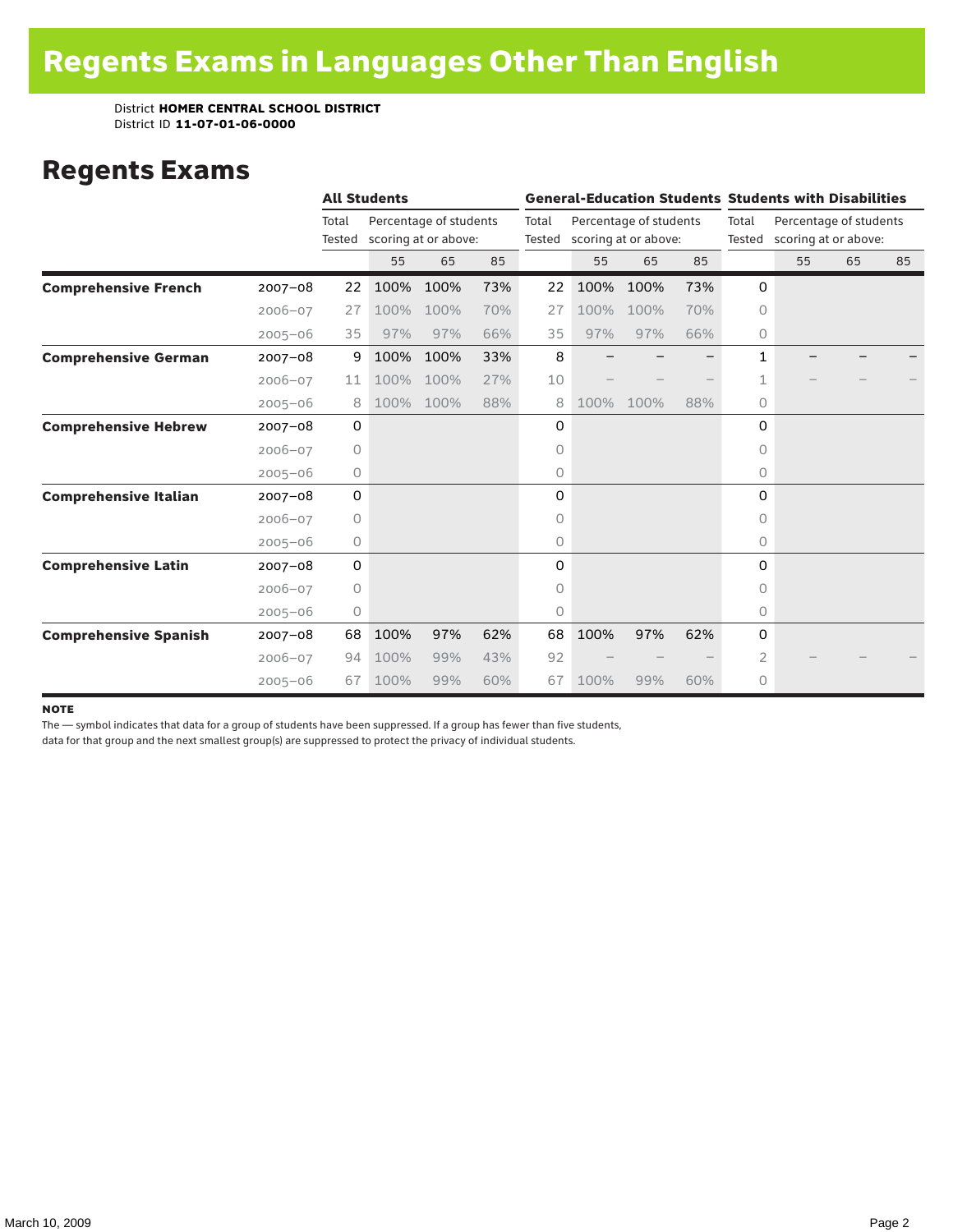# Regents Exams in Languages Other Than English

District **HOMER CENTRAL SCHOOL DISTRICT**
District ID **11-07-01-06-0000**

## Regents Exams

| | | All Students | | | | General-Education Students | | | | Students with Disabilities | | | |
|---|---|---|---|---|---|---|---|---|---|---|---|---|---|
| | | Total Tested | Percentage of students scoring at or above: | | | Total Tested | Percentage of students scoring at or above: | | | Total Tested | Percentage of students scoring at or above: | | |
| | | | 55 | 65 | 85 | | 55 | 65 | 85 | | 55 | 65 | 85 |
| **Comprehensive French** | 2007–08 | 22 | 100% | 100% | 73% | 22 | 100% | 100% | 73% | 0 | | | |
| | 2006–07 | 27 | 100% | 100% | 70% | 27 | 100% | 100% | 70% | 0 | | | |
| | 2005–06 | 35 | 97% | 97% | 66% | 35 | 97% | 97% | 66% | 0 | | | |
| **Comprehensive German** | 2007–08 | 9 | 100% | 100% | 33% | 8 | – | – | – | 1 | – | – | – |
| | 2006–07 | 11 | 100% | 100% | 27% | 10 | – | – | – | 1 | – | – | – |
| | 2005–06 | 8 | 100% | 100% | 88% | 8 | 100% | 100% | 88% | 0 | | | |
| **Comprehensive Hebrew** | 2007–08 | 0 | | | | 0 | | | | 0 | | | |
| | 2006–07 | 0 | | | | 0 | | | | 0 | | | |
| | 2005–06 | 0 | | | | 0 | | | | 0 | | | |
| **Comprehensive Italian** | 2007–08 | 0 | | | | 0 | | | | 0 | | | |
| | 2006–07 | 0 | | | | 0 | | | | 0 | | | |
| | 2005–06 | 0 | | | | 0 | | | | 0 | | | |
| **Comprehensive Latin** | 2007–08 | 0 | | | | 0 | | | | 0 | | | |
| | 2006–07 | 0 | | | | 0 | | | | 0 | | | |
| | 2005–06 | 0 | | | | 0 | | | | 0 | | | |
| **Comprehensive Spanish** | 2007–08 | 68 | 100% | 97% | 62% | 68 | 100% | 97% | 62% | 0 | | | |
| | 2006–07 | 94 | 100% | 99% | 43% | 92 | – | – | – | 2 | – | – | – |
| | 2005–06 | 67 | 100% | 99% | 60% | 67 | 100% | 99% | 60% | 0 | | | |

**NOTE**

The — symbol indicates that data for a group of students have been suppressed. If a group has fewer than five students, data for that group and the next smallest group(s) are suppressed to protect the privacy of individual students.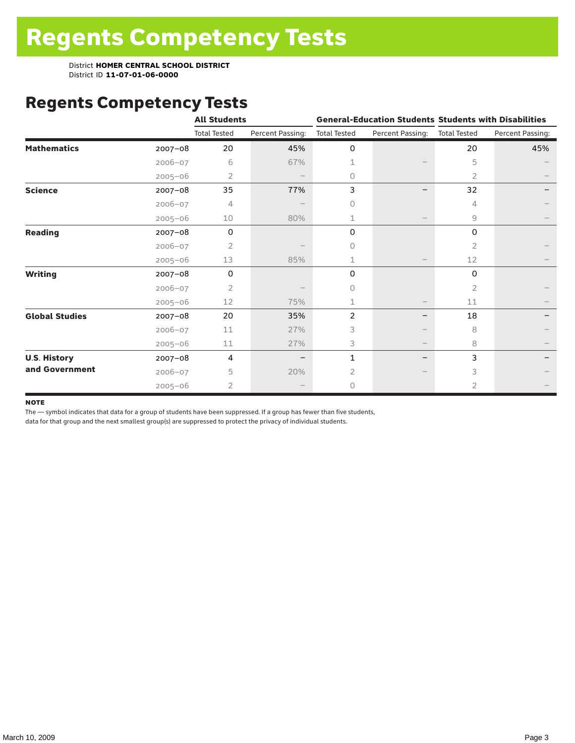# Regents Competency Tests

District **HOMER CENTRAL SCHOOL DISTRICT**
District ID **11-07-01-06-0000**

## Regents Competency Tests

| | | All Students | | General-Education Students | | Students with Disabilities | |
|---|---|---|---|---|---|---|---|
| | | Total Tested | Percent Passing: | Total Tested | Percent Passing: | Total Tested | Percent Passing: |
| **Mathematics** | 2007–08 | 20 | 45% | 0 | | 20 | 45% |
| | 2006–07 | 6 | 67% | 1 | – | 5 | – |
| | 2005–06 | 2 | – | 0 | | 2 | – |
| **Science** | 2007–08 | 35 | 77% | 3 | – | 32 | – |
| | 2006–07 | 4 | – | 0 | | 4 | – |
| | 2005–06 | 10 | 80% | 1 | – | 9 | – |
| **Reading** | 2007–08 | 0 | | 0 | | 0 | |
| | 2006–07 | 2 | – | 0 | | 2 | – |
| | 2005–06 | 13 | 85% | 1 | – | 12 | – |
| **Writing** | 2007–08 | 0 | | 0 | | 0 | |
| | 2006–07 | 2 | – | 0 | | 2 | – |
| | 2005–06 | 12 | 75% | 1 | – | 11 | – |
| **Global Studies** | 2007–08 | 20 | 35% | 2 | – | 18 | – |
| | 2006–07 | 11 | 27% | 3 | – | 8 | – |
| | 2005–06 | 11 | 27% | 3 | – | 8 | – |
| **U.S. History and Government** | 2007–08 | 4 | – | 1 | – | 3 | – |
| | 2006–07 | 5 | 20% | 2 | – | 3 | – |
| | 2005–06 | 2 | – | 0 | | 2 | – |

**NOTE**

The — symbol indicates that data for a group of students have been suppressed. If a group has fewer than five students, data for that group and the next smallest group(s) are suppressed to protect the privacy of individual students.

March 10, 2009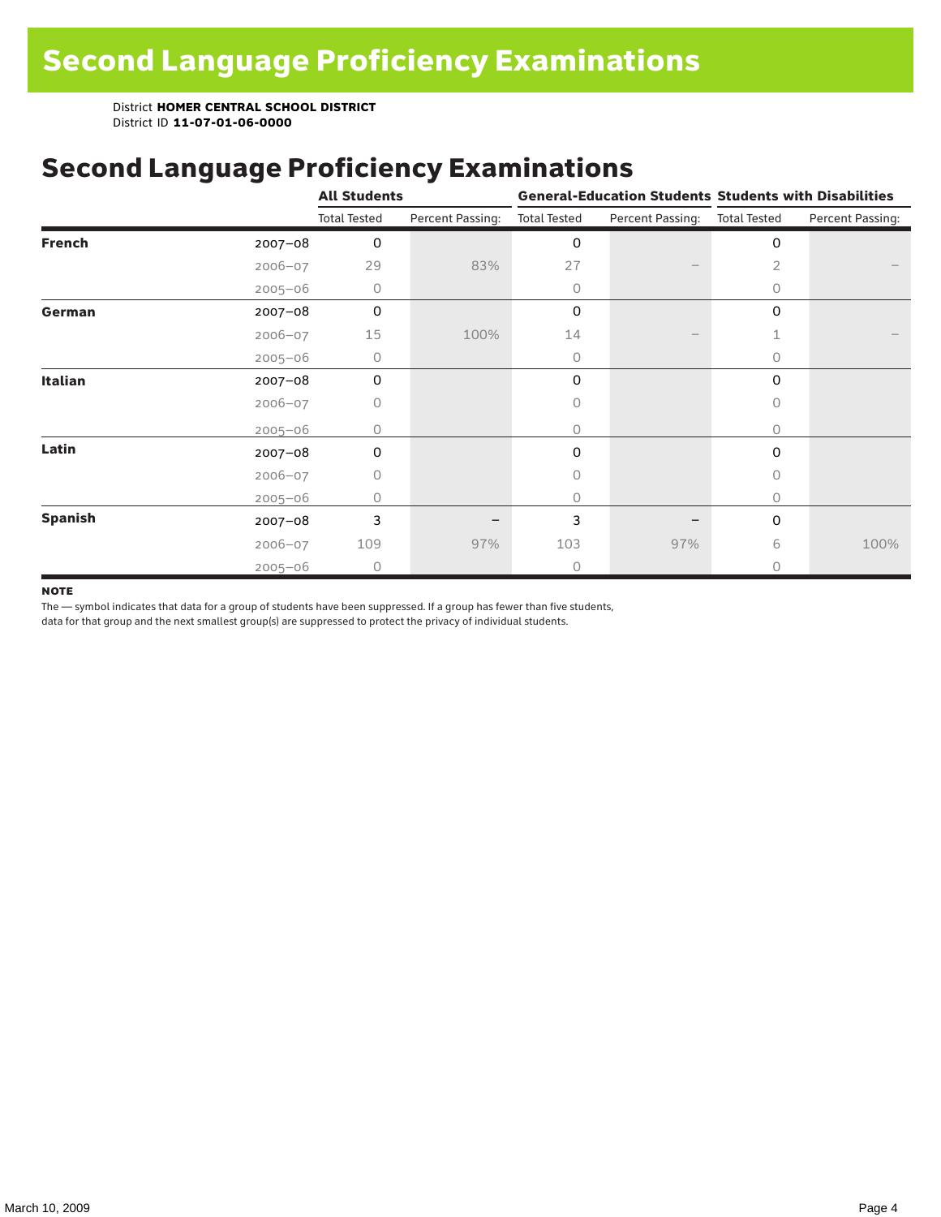# Second Language Proficiency Examinations

District **HOMER CENTRAL SCHOOL DISTRICT**
District ID **11-07-01-06-0000**

## Second Language Proficiency Examinations

| | | All Students | | General-Education Students | | Students with Disabilities | |
|---|---|---|---|---|---|---|---|
| | | Total Tested | Percent Passing: | Total Tested | Percent Passing: | Total Tested | Percent Passing: |
| **French** | 2007–08 | 0 | | 0 | | 0 | |
| | 2006–07 | 29 | 83% | 27 | – | 2 | – |
| | 2005–06 | 0 | | 0 | | 0 | |
| **German** | 2007–08 | 0 | | 0 | | 0 | |
| | 2006–07 | 15 | 100% | 14 | – | 1 | – |
| | 2005–06 | 0 | | 0 | | 0 | |
| **Italian** | 2007–08 | 0 | | 0 | | 0 | |
| | 2006–07 | 0 | | 0 | | 0 | |
| | 2005–06 | 0 | | 0 | | 0 | |
| **Latin** | 2007–08 | 0 | | 0 | | 0 | |
| | 2006–07 | 0 | | 0 | | 0 | |
| | 2005–06 | 0 | | 0 | | 0 | |
| **Spanish** | 2007–08 | 3 | – | 3 | – | 0 | |
| | 2006–07 | 109 | 97% | 103 | 97% | 6 | 100% |
| | 2005–06 | 0 | | 0 | | 0 | |

**NOTE**

The — symbol indicates that data for a group of students have been suppressed. If a group has fewer than five students, data for that group and the next smallest group(s) are suppressed to protect the privacy of individual students.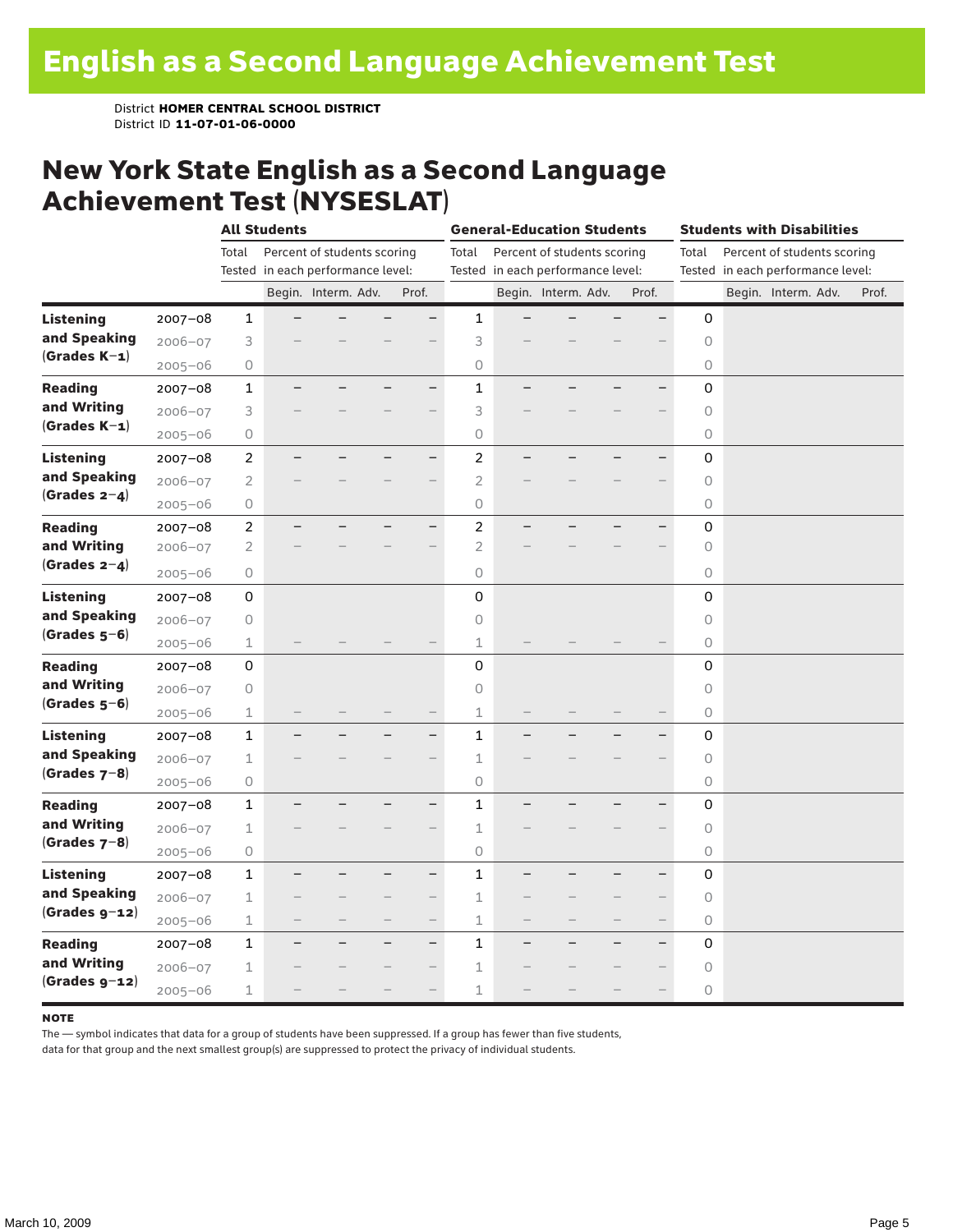# English as a Second Language Achievement Test

District **HOMER CENTRAL SCHOOL DISTRICT**
District ID **11-07-01-06-0000**

## New York State English as a Second Language Achievement Test (NYSESLAT)

| | | All Students | | | | | General-Education Students | | | | | Students with Disabilities | | | | |
|---|---|---|---|---|---|---|---|---|---|---|---|---|---|---|---|---|
| | | Total Tested | Percent of students scoring in each performance level: | | | | Total Tested | Percent of students scoring in each performance level: | | | | Total Tested | Percent of students scoring in each performance level: | | | |
| | | | Begin. | Interm. | Adv. | Prof. | | Begin. | Interm. | Adv. | Prof. | | Begin. | Interm. | Adv. | Prof. |
| **Listening and Speaking (Grades K–1)** | 2007–08 | 1 | – | – | – | – | 1 | – | – | – | – | 0 | | | | |
| | 2006–07 | 3 | – | – | – | – | 3 | – | – | – | – | 0 | | | | |
| | 2005–06 | 0 | | | | | 0 | | | | | 0 | | | | |
| **Reading and Writing (Grades K–1)** | 2007–08 | 1 | – | – | – | – | 1 | – | – | – | – | 0 | | | | |
| | 2006–07 | 3 | – | – | – | – | 3 | – | – | – | – | 0 | | | | |
| | 2005–06 | 0 | | | | | 0 | | | | | 0 | | | | |
| **Listening and Speaking (Grades 2–4)** | 2007–08 | 2 | – | – | – | – | 2 | – | – | – | – | 0 | | | | |
| | 2006–07 | 2 | – | – | – | – | 2 | – | – | – | – | 0 | | | | |
| | 2005–06 | 0 | | | | | 0 | | | | | 0 | | | | |
| **Reading and Writing (Grades 2–4)** | 2007–08 | 2 | – | – | – | – | 2 | – | – | – | – | 0 | | | | |
| | 2006–07 | 2 | – | – | – | – | 2 | – | – | – | – | 0 | | | | |
| | 2005–06 | 0 | | | | | 0 | | | | | 0 | | | | |
| **Listening and Speaking (Grades 5–6)** | 2007–08 | 0 | | | | | 0 | | | | | 0 | | | | |
| | 2006–07 | 0 | | | | | 0 | | | | | 0 | | | | |
| | 2005–06 | 1 | – | – | – | – | 1 | – | – | – | – | 0 | | | | |
| **Reading and Writing (Grades 5–6)** | 2007–08 | 0 | | | | | 0 | | | | | 0 | | | | |
| | 2006–07 | 0 | | | | | 0 | | | | | 0 | | | | |
| | 2005–06 | 1 | – | – | – | – | 1 | – | – | – | – | 0 | | | | |
| **Listening and Speaking (Grades 7–8)** | 2007–08 | 1 | – | – | – | – | 1 | – | – | – | – | 0 | | | | |
| | 2006–07 | 1 | – | – | – | – | 1 | – | – | – | – | 0 | | | | |
| | 2005–06 | 0 | | | | | 0 | | | | | 0 | | | | |
| **Reading and Writing (Grades 7–8)** | 2007–08 | 1 | – | – | – | – | 1 | – | – | – | – | 0 | | | | |
| | 2006–07 | 1 | – | – | – | – | 1 | – | – | – | – | 0 | | | | |
| | 2005–06 | 0 | | | | | 0 | | | | | 0 | | | | |
| **Listening and Speaking (Grades 9–12)** | 2007–08 | 1 | – | – | – | – | 1 | – | – | – | – | 0 | | | | |
| | 2006–07 | 1 | – | – | – | – | 1 | – | – | – | – | 0 | | | | |
| | 2005–06 | 1 | – | – | – | – | 1 | – | – | – | – | 0 | | | | |
| **Reading and Writing (Grades 9–12)** | 2007–08 | 1 | – | – | – | – | 1 | – | – | – | – | 0 | | | | |
| | 2006–07 | 1 | – | – | – | – | 1 | – | – | – | – | 0 | | | | |
| | 2005–06 | 1 | – | – | – | – | 1 | – | – | – | – | 0 | | | | |

**NOTE**

The — symbol indicates that data for a group of students have been suppressed. If a group has fewer than five students, data for that group and the next smallest group(s) are suppressed to protect the privacy of individual students.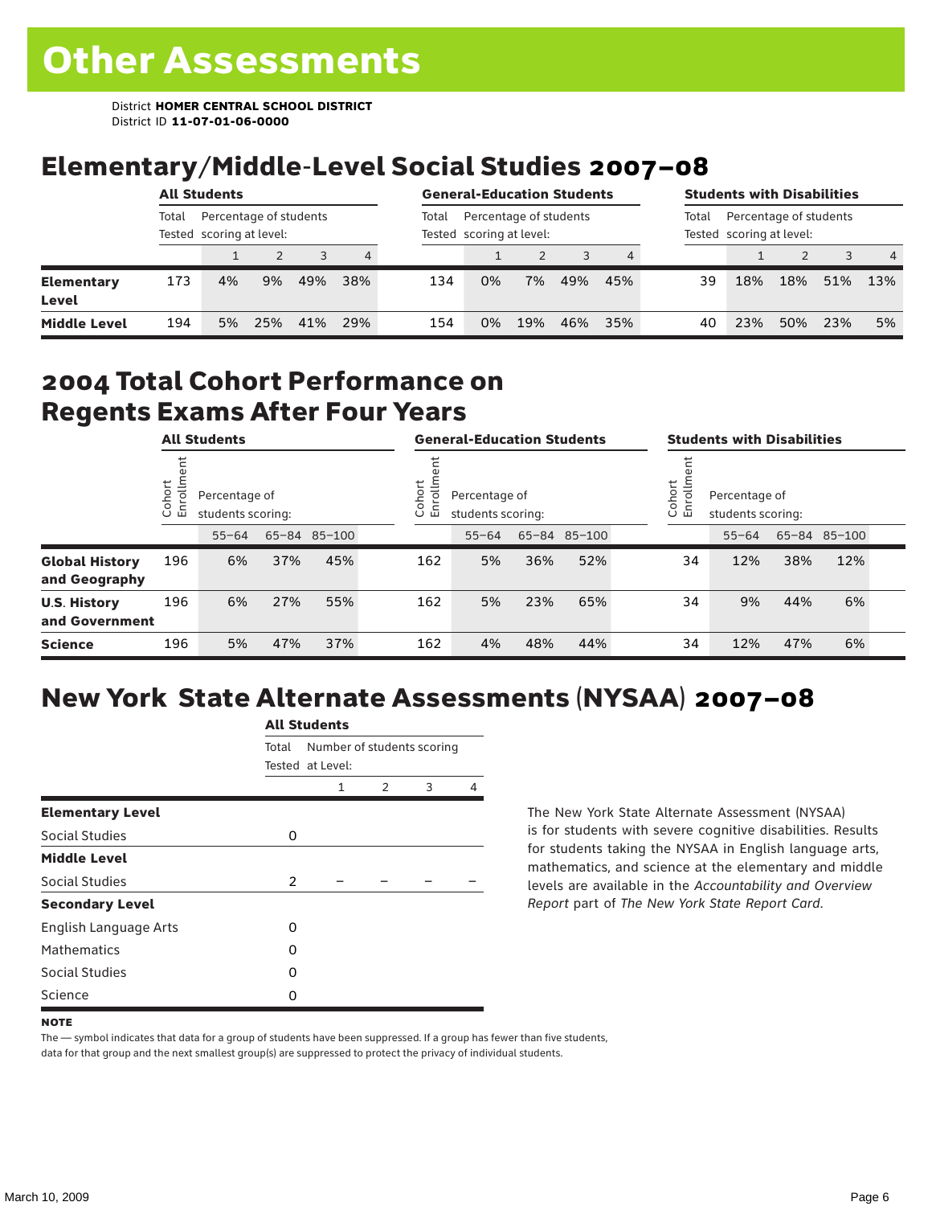# Other Assessments

District **HOMER CENTRAL SCHOOL DISTRICT**
District ID **11-07-01-06-0000**

## Elementary/Middle-Level Social Studies 2007–08

| | All Students | | | | | General-Education Students | | | | | Students with Disabilities | | | | |
|---|---|---|---|---|---|---|---|---|---|---|---|---|---|---|---|
| | Total Tested | Percentage of students scoring at level: | | | | Total Tested | Percentage of students scoring at level: | | | | Total Tested | Percentage of students scoring at level: | | | |
| | | 1 | 2 | 3 | 4 | | 1 | 2 | 3 | 4 | | 1 | 2 | 3 | 4 |
| **Elementary Level** | 173 | 4% | 9% | 49% | 38% | 134 | 0% | 7% | 49% | 45% | 39 | 18% | 18% | 51% | 13% |
| **Middle Level** | 194 | 5% | 25% | 41% | 29% | 154 | 0% | 19% | 46% | 35% | 40 | 23% | 50% | 23% | 5% |

## 2004 Total Cohort Performance on Regents Exams After Four Years

| | All Students | | | | General-Education Students | | | | Students with Disabilities | | | |
|---|---|---|---|---|---|---|---|---|---|---|---|---|
| | Cohort Enrollment | Percentage of students scoring: | | | Cohort Enrollment | Percentage of students scoring: | | | Cohort Enrollment | Percentage of students scoring: | | |
| | | 55–64 | 65–84 | 85–100 | | 55–64 | 65–84 | 85–100 | | 55–64 | 65–84 | 85–100 |
| **Global History and Geography** | 196 | 6% | 37% | 45% | 162 | 5% | 36% | 52% | 34 | 12% | 38% | 12% |
| **U.S. History and Government** | 196 | 6% | 27% | 55% | 162 | 5% | 23% | 65% | 34 | 9% | 44% | 6% |
| **Science** | 196 | 5% | 47% | 37% | 162 | 4% | 48% | 44% | 34 | 12% | 47% | 6% |

## New York State Alternate Assessments (NYSAA) 2007–08

| | All Students | | | | |
|---|---|---|---|---|---|
| | Total Tested | Number of students scoring at Level: | | | |
| | | 1 | 2 | 3 | 4 |
| **Elementary Level** | | | | | |
| Social Studies | 0 | | | | |
| **Middle Level** | | | | | |
| Social Studies | 2 | – | – | – | – |
| **Secondary Level** | | | | | |
| English Language Arts | 0 | | | | |
| Mathematics | 0 | | | | |
| Social Studies | 0 | | | | |
| Science | 0 | | | | |

The New York State Alternate Assessment (NYSAA) is for students with severe cognitive disabilities. Results for students taking the NYSAA in English language arts, mathematics, and science at the elementary and middle levels are available in the *Accountability and Overview Report* part of *The New York State Report Card*.

**NOTE**

The — symbol indicates that data for a group of students have been suppressed. If a group has fewer than five students, data for that group and the next smallest group(s) are suppressed to protect the privacy of individual students.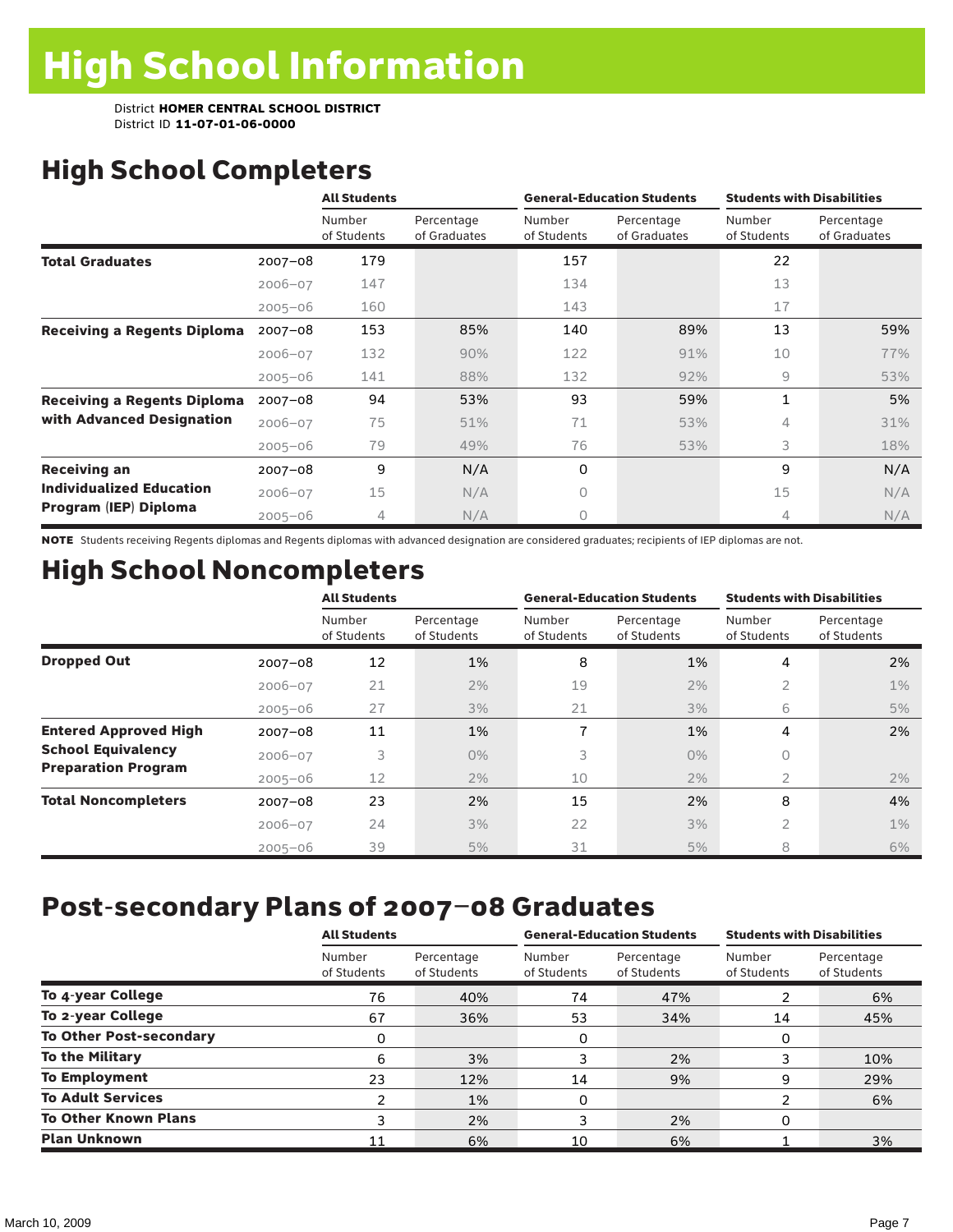# High School Information

District **HOMER CENTRAL SCHOOL DISTRICT**
District ID **11-07-01-06-0000**

## High School Completers

| | | All Students | | General-Education Students | | Students with Disabilities | |
|---|---|---|---|---|---|---|---|
| | | Number of Students | Percentage of Graduates | Number of Students | Percentage of Graduates | Number of Students | Percentage of Graduates |
| **Total Graduates** | 2007–08 | 179 | | 157 | | 22 | |
| | 2006–07 | 147 | | 134 | | 13 | |
| | 2005–06 | 160 | | 143 | | 17 | |
| **Receiving a Regents Diploma** | 2007–08 | 153 | 85% | 140 | 89% | 13 | 59% |
| | 2006–07 | 132 | 90% | 122 | 91% | 10 | 77% |
| | 2005–06 | 141 | 88% | 132 | 92% | 9 | 53% |
| **Receiving a Regents Diploma with Advanced Designation** | 2007–08 | 94 | 53% | 93 | 59% | 1 | 5% |
| | 2006–07 | 75 | 51% | 71 | 53% | 4 | 31% |
| | 2005–06 | 79 | 49% | 76 | 53% | 3 | 18% |
| **Receiving an Individualized Education Program (IEP) Diploma** | 2007–08 | 9 | N/A | 0 | | 9 | N/A |
| | 2006–07 | 15 | N/A | 0 | | 15 | N/A |
| | 2005–06 | 4 | N/A | 0 | | 4 | N/A |

**NOTE** Students receiving Regents diplomas and Regents diplomas with advanced designation are considered graduates; recipients of IEP diplomas are not.

## High School Noncompleters

| | | All Students | | General-Education Students | | Students with Disabilities | |
|---|---|---|---|---|---|---|---|
| | | Number of Students | Percentage of Students | Number of Students | Percentage of Students | Number of Students | Percentage of Students |
| **Dropped Out** | 2007–08 | 12 | 1% | 8 | 1% | 4 | 2% |
| | 2006–07 | 21 | 2% | 19 | 2% | 2 | 1% |
| | 2005–06 | 27 | 3% | 21 | 3% | 6 | 5% |
| **Entered Approved High School Equivalency Preparation Program** | 2007–08 | 11 | 1% | 7 | 1% | 4 | 2% |
| | 2006–07 | 3 | 0% | 3 | 0% | 0 | |
| | 2005–06 | 12 | 2% | 10 | 2% | 2 | 2% |
| **Total Noncompleters** | 2007–08 | 23 | 2% | 15 | 2% | 8 | 4% |
| | 2006–07 | 24 | 3% | 22 | 3% | 2 | 1% |
| | 2005–06 | 39 | 5% | 31 | 5% | 8 | 6% |

## Post-secondary Plans of 2007–08 Graduates

| | All Students | | General-Education Students | | Students with Disabilities | |
|---|---|---|---|---|---|---|
| | Number of Students | Percentage of Students | Number of Students | Percentage of Students | Number of Students | Percentage of Students |
| **To 4-year College** | 76 | 40% | 74 | 47% | 2 | 6% |
| **To 2-year College** | 67 | 36% | 53 | 34% | 14 | 45% |
| **To Other Post-secondary** | 0 | | 0 | | 0 | |
| **To the Military** | 6 | 3% | 3 | 2% | 3 | 10% |
| **To Employment** | 23 | 12% | 14 | 9% | 9 | 29% |
| **To Adult Services** | 2 | 1% | 0 | | 2 | 6% |
| **To Other Known Plans** | 3 | 2% | 3 | 2% | 0 | |
| **Plan Unknown** | 11 | 6% | 10 | 6% | 1 | 3% |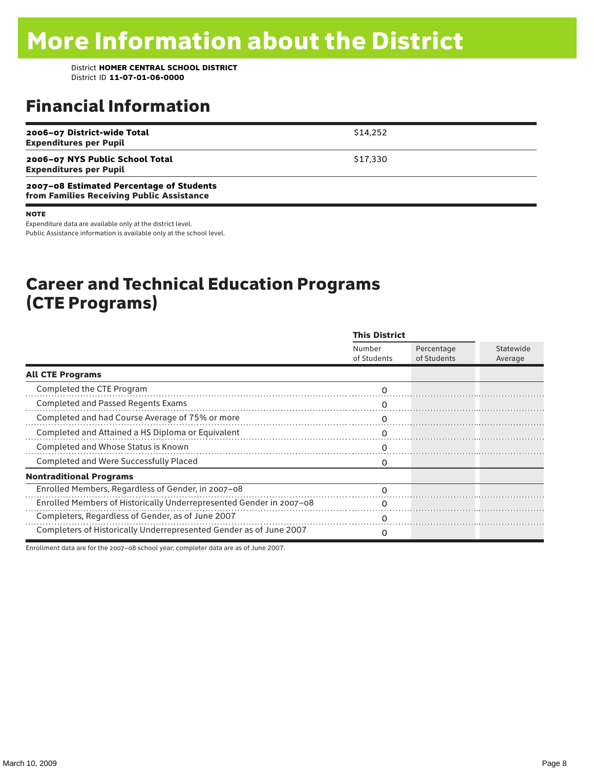# More Information about the District

District **HOMER CENTRAL SCHOOL DISTRICT**
District ID **11-07-01-06-0000**

## Financial Information

| | |
|---|---|
| **2006–07 District-wide Total Expenditures per Pupil** | $14,252 |
| **2006–07 NYS Public School Total Expenditures per Pupil** | $17,330 |
| **2007–08 Estimated Percentage of Students from Families Receiving Public Assistance** | |

**NOTE**

Expenditure data are available only at the district level.
Public Assistance information is available only at the school level.

## Career and Technical Education Programs (CTE Programs)

| | This District | | |
|---|---|---|---|
| | Number of Students | Percentage of Students | Statewide Average |
| **All CTE Programs** | | | |
| Completed the CTE Program | 0 | | |
| Completed and Passed Regents Exams | 0 | | |
| Completed and had Course Average of 75% or more | 0 | | |
| Completed and Attained a HS Diploma or Equivalent | 0 | | |
| Completed and Whose Status is Known | 0 | | |
| Completed and Were Successfully Placed | 0 | | |
| **Nontraditional Programs** | | | |
| Enrolled Members, Regardless of Gender, in 2007–08 | 0 | | |
| Enrolled Members of Historically Underrepresented Gender in 2007–08 | 0 | | |
| Completers, Regardless of Gender, as of June 2007 | 0 | | |
| Completers of Historically Underrepresented Gender as of June 2007 | 0 | | |

Enrollment data are for the 2007–08 school year; completer data are as of June 2007.